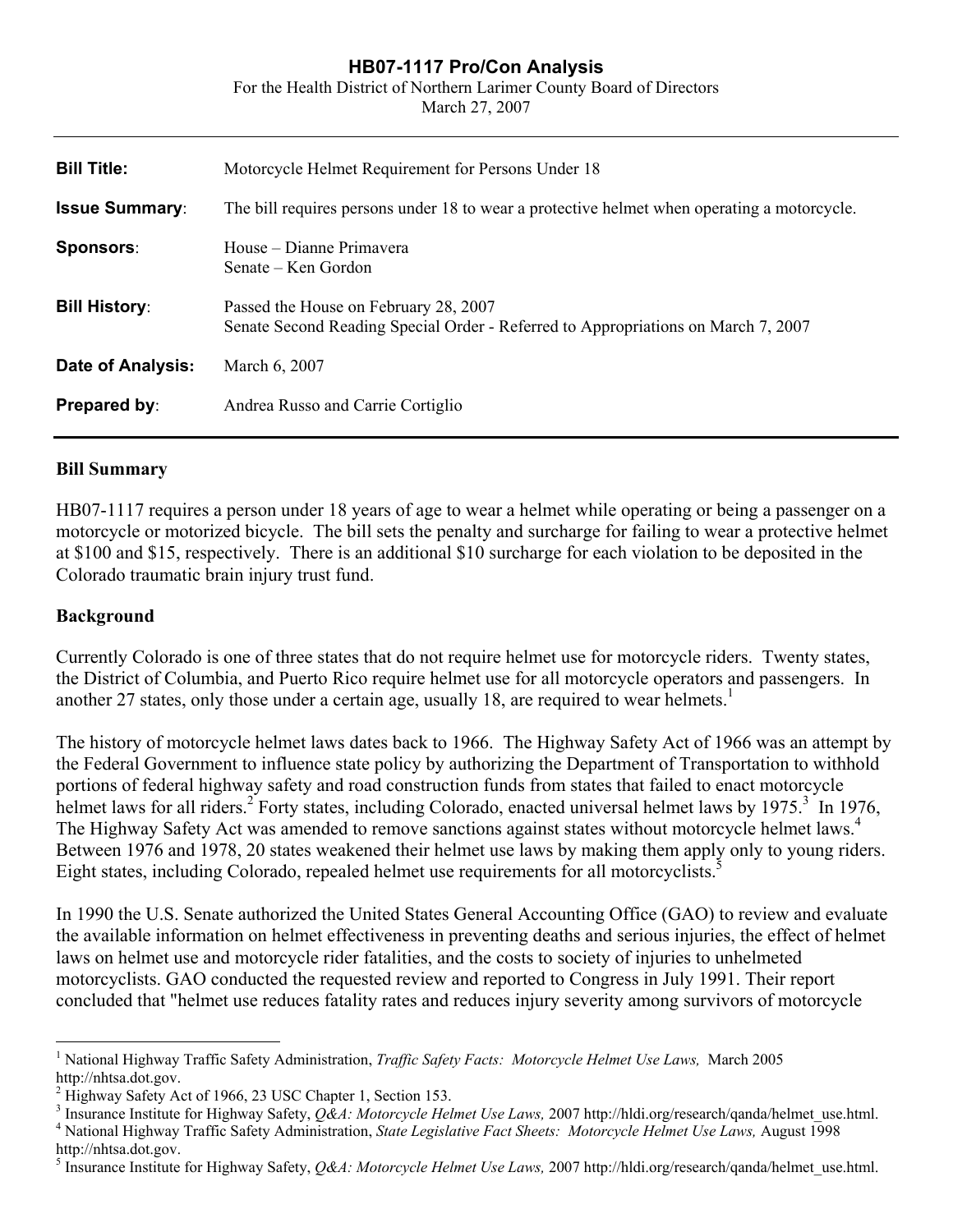# HB07-1117 Pro/Con Analysis

For the Health District of Northern Larimer County Board of Directors
March 27, 2007

| | |
|---|---|
| **Bill Title:** | Motorcycle Helmet Requirement for Persons Under 18 |
| **Issue Summary**: | The bill requires persons under 18 to wear a protective helmet when operating a motorcycle. |
| **Sponsors**: | House – Dianne Primavera<br>Senate – Ken Gordon |
| **Bill History**: | Passed the House on February 28, 2007<br>Senate Second Reading Special Order - Referred to Appropriations on March 7, 2007 |
| **Date of Analysis:** | March 6, 2007 |
| **Prepared by**: | Andrea Russo and Carrie Cortiglio |

## Bill Summary

HB07-1117 requires a person under 18 years of age to wear a helmet while operating or being a passenger on a motorcycle or motorized bicycle. The bill sets the penalty and surcharge for failing to wear a protective helmet at $100 and $15, respectively. There is an additional $10 surcharge for each violation to be deposited in the Colorado traumatic brain injury trust fund.

## Background

Currently Colorado is one of three states that do not require helmet use for motorcycle riders. Twenty states, the District of Columbia, and Puerto Rico require helmet use for all motorcycle operators and passengers. In another 27 states, only those under a certain age, usually 18, are required to wear helmets.[1]

The history of motorcycle helmet laws dates back to 1966. The Highway Safety Act of 1966 was an attempt by the Federal Government to influence state policy by authorizing the Department of Transportation to withhold portions of federal highway safety and road construction funds from states that failed to enact motorcycle helmet laws for all riders.[2] Forty states, including Colorado, enacted universal helmet laws by 1975.[3] In 1976, The Highway Safety Act was amended to remove sanctions against states without motorcycle helmet laws.[4] Between 1976 and 1978, 20 states weakened their helmet use laws by making them apply only to young riders. Eight states, including Colorado, repealed helmet use requirements for all motorcyclists.[5]

In 1990 the U.S. Senate authorized the United States General Accounting Office (GAO) to review and evaluate the available information on helmet effectiveness in preventing deaths and serious injuries, the effect of helmet laws on helmet use and motorcycle rider fatalities, and the costs to society of injuries to unhelmeted motorcyclists. GAO conducted the requested review and reported to Congress in July 1991. Their report concluded that "helmet use reduces fatality rates and reduces injury severity among survivors of motorcycle

---

[1] National Highway Traffic Safety Administration, *Traffic Safety Facts: Motorcycle Helmet Use Laws,* March 2005 http://nhtsa.dot.gov.

[2] Highway Safety Act of 1966, 23 USC Chapter 1, Section 153.

[3] Insurance Institute for Highway Safety, *Q&A: Motorcycle Helmet Use Laws,* 2007 http://hldi.org/research/qanda/helmet_use.html.

[4] National Highway Traffic Safety Administration, *State Legislative Fact Sheets: Motorcycle Helmet Use Laws,* August 1998 http://nhtsa.dot.gov.

[5] Insurance Institute for Highway Safety, *Q&A: Motorcycle Helmet Use Laws,* 2007 http://hldi.org/research/qanda/helmet_use.html.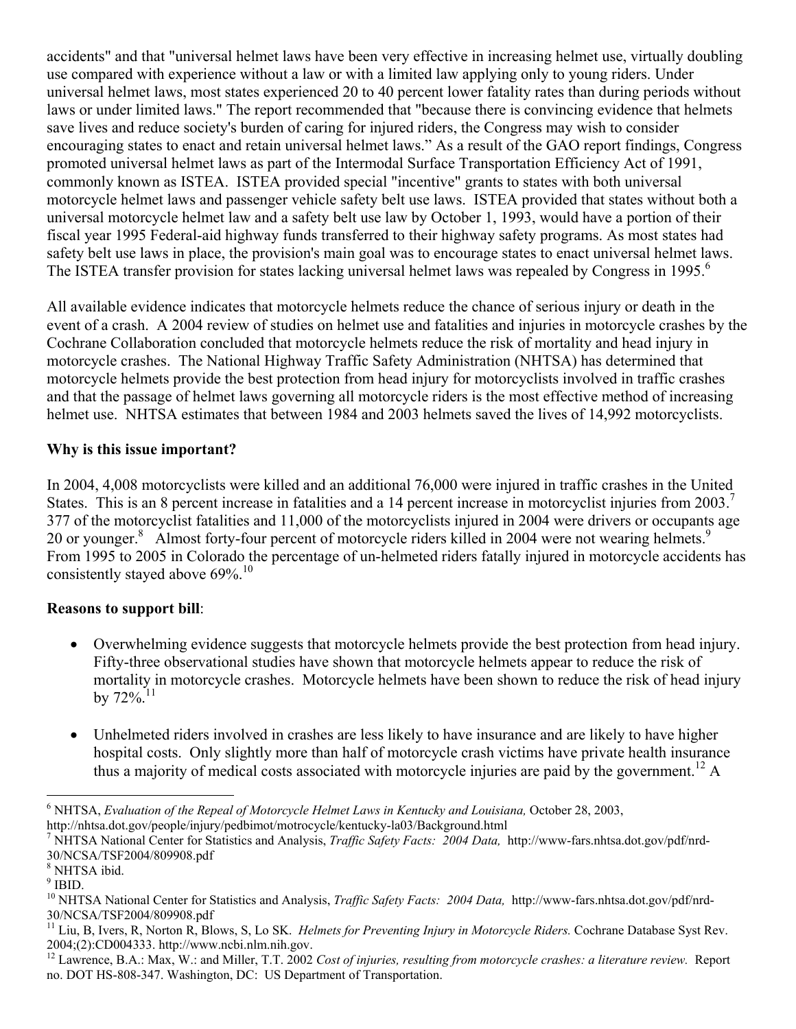accidents" and that "universal helmet laws have been very effective in increasing helmet use, virtually doubling use compared with experience without a law or with a limited law applying only to young riders. Under universal helmet laws, most states experienced 20 to 40 percent lower fatality rates than during periods without laws or under limited laws." The report recommended that "because there is convincing evidence that helmets save lives and reduce society's burden of caring for injured riders, the Congress may wish to consider encouraging states to enact and retain universal helmet laws." As a result of the GAO report findings, Congress promoted universal helmet laws as part of the Intermodal Surface Transportation Efficiency Act of 1991, commonly known as ISTEA. ISTEA provided special "incentive" grants to states with both universal motorcycle helmet laws and passenger vehicle safety belt use laws. ISTEA provided that states without both a universal motorcycle helmet law and a safety belt use law by October 1, 1993, would have a portion of their fiscal year 1995 Federal-aid highway funds transferred to their highway safety programs. As most states had safety belt use laws in place, the provision's main goal was to encourage states to enact universal helmet laws. The ISTEA transfer provision for states lacking universal helmet laws was repealed by Congress in 1995.[6]

All available evidence indicates that motorcycle helmets reduce the chance of serious injury or death in the event of a crash. A 2004 review of studies on helmet use and fatalities and injuries in motorcycle crashes by the Cochrane Collaboration concluded that motorcycle helmets reduce the risk of mortality and head injury in motorcycle crashes. The National Highway Traffic Safety Administration (NHTSA) has determined that motorcycle helmets provide the best protection from head injury for motorcyclists involved in traffic crashes and that the passage of helmet laws governing all motorcycle riders is the most effective method of increasing helmet use. NHTSA estimates that between 1984 and 2003 helmets saved the lives of 14,992 motorcyclists.

**Why is this issue important?**

In 2004, 4,008 motorcyclists were killed and an additional 76,000 were injured in traffic crashes in the United States. This is an 8 percent increase in fatalities and a 14 percent increase in motorcyclist injuries from 2003.[7] 377 of the motorcyclist fatalities and 11,000 of the motorcyclists injured in 2004 were drivers or occupants age 20 or younger.[8] Almost forty-four percent of motorcycle riders killed in 2004 were not wearing helmets.[9] From 1995 to 2005 in Colorado the percentage of un-helmeted riders fatally injured in motorcycle accidents has consistently stayed above 69%.[10]

**Reasons to support bill**:

- Overwhelming evidence suggests that motorcycle helmets provide the best protection from head injury. Fifty-three observational studies have shown that motorcycle helmets appear to reduce the risk of mortality in motorcycle crashes. Motorcycle helmets have been shown to reduce the risk of head injury by 72%.[11]

- Unhelmeted riders involved in crashes are less likely to have insurance and are likely to have higher hospital costs. Only slightly more than half of motorcycle crash victims have private health insurance thus a majority of medical costs associated with motorcycle injuries are paid by the government.[12] A

---

[6] NHTSA, *Evaluation of the Repeal of Motorcycle Helmet Laws in Kentucky and Louisiana,* October 28, 2003, http://nhtsa.dot.gov/people/injury/pedbimot/motrocycle/kentucky-la03/Background.html

[7] NHTSA National Center for Statistics and Analysis, *Traffic Safety Facts: 2004 Data,* http://www-fars.nhtsa.dot.gov/pdf/nrd-30/NCSA/TSF2004/809908.pdf

[8] NHTSA ibid.

[9] IBID.

[10] NHTSA National Center for Statistics and Analysis, *Traffic Safety Facts: 2004 Data,* http://www-fars.nhtsa.dot.gov/pdf/nrd-30/NCSA/TSF2004/809908.pdf

[11] Liu, B, Ivers, R, Norton R, Blows, S, Lo SK. *Helmets for Preventing Injury in Motorcycle Riders.* Cochrane Database Syst Rev. 2004;(2):CD004333. http://www.ncbi.nlm.nih.gov.

[12] Lawrence, B.A.: Max, W.: and Miller, T.T. 2002 *Cost of injuries, resulting from motorcycle crashes: a literature review.* Report no. DOT HS-808-347. Washington, DC: US Department of Transportation.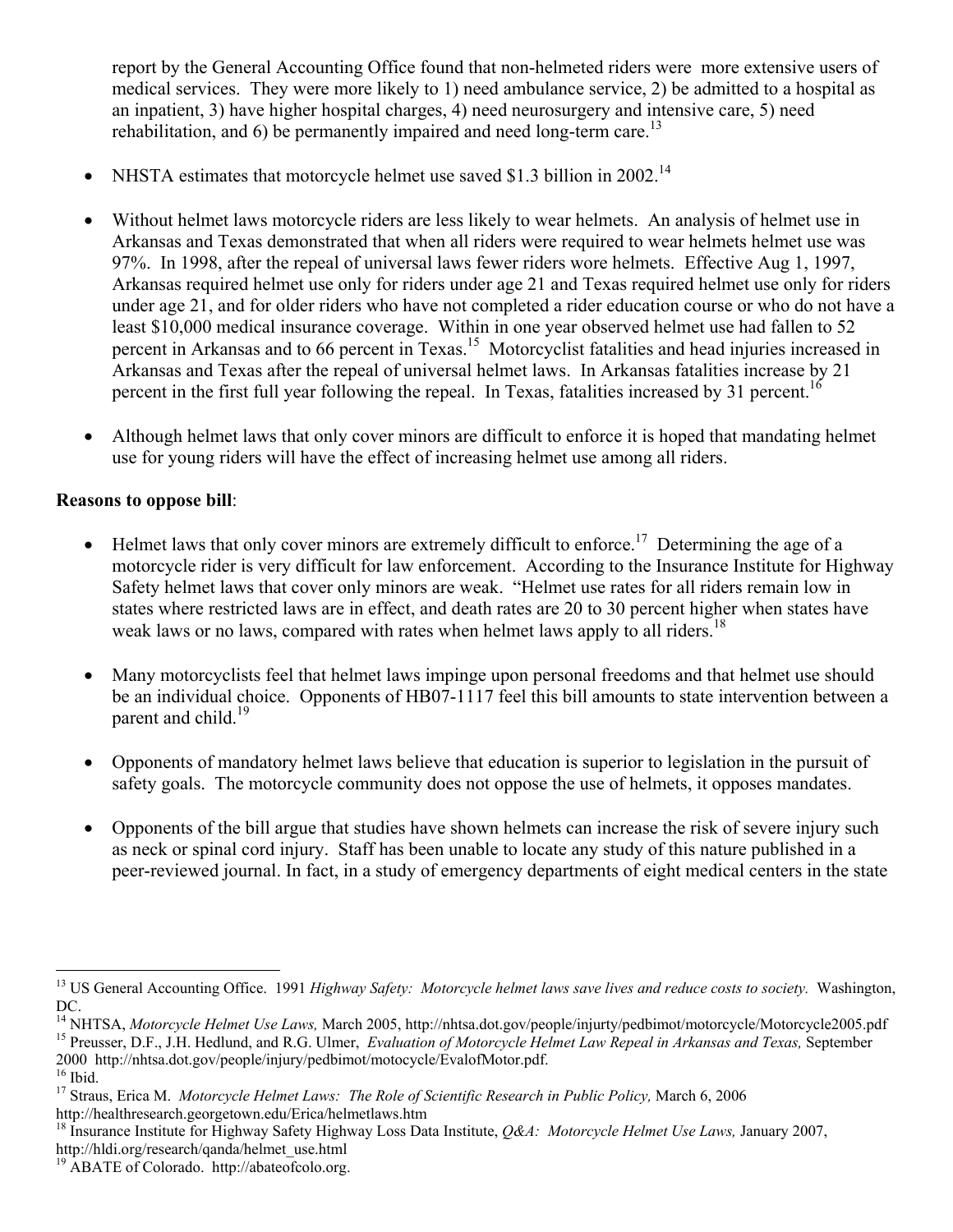report by the General Accounting Office found that non-helmeted riders were more extensive users of medical services. They were more likely to 1) need ambulance service, 2) be admitted to a hospital as an inpatient, 3) have higher hospital charges, 4) need neurosurgery and intensive care, 5) need rehabilitation, and 6) be permanently impaired and need long-term care.[13]

- NHSTA estimates that motorcycle helmet use saved $1.3 billion in 2002.[14]

- Without helmet laws motorcycle riders are less likely to wear helmets. An analysis of helmet use in Arkansas and Texas demonstrated that when all riders were required to wear helmets helmet use was 97%. In 1998, after the repeal of universal laws fewer riders wore helmets. Effective Aug 1, 1997, Arkansas required helmet use only for riders under age 21 and Texas required helmet use only for riders under age 21, and for older riders who have not completed a rider education course or who do not have a least $10,000 medical insurance coverage. Within in one year observed helmet use had fallen to 52 percent in Arkansas and to 66 percent in Texas.[15] Motorcyclist fatalities and head injuries increased in Arkansas and Texas after the repeal of universal helmet laws. In Arkansas fatalities increase by 21 percent in the first full year following the repeal. In Texas, fatalities increased by 31 percent.[16]

- Although helmet laws that only cover minors are difficult to enforce it is hoped that mandating helmet use for young riders will have the effect of increasing helmet use among all riders.

**Reasons to oppose bill**:

- Helmet laws that only cover minors are extremely difficult to enforce.[17] Determining the age of a motorcycle rider is very difficult for law enforcement. According to the Insurance Institute for Highway Safety helmet laws that cover only minors are weak. "Helmet use rates for all riders remain low in states where restricted laws are in effect, and death rates are 20 to 30 percent higher when states have weak laws or no laws, compared with rates when helmet laws apply to all riders.[18]

- Many motorcyclists feel that helmet laws impinge upon personal freedoms and that helmet use should be an individual choice. Opponents of HB07-1117 feel this bill amounts to state intervention between a parent and child.[19]

- Opponents of mandatory helmet laws believe that education is superior to legislation in the pursuit of safety goals. The motorcycle community does not oppose the use of helmets, it opposes mandates.

- Opponents of the bill argue that studies have shown helmets can increase the risk of severe injury such as neck or spinal cord injury. Staff has been unable to locate any study of this nature published in a peer-reviewed journal. In fact, in a study of emergency departments of eight medical centers in the state

---

[13] US General Accounting Office. 1991 *Highway Safety: Motorcycle helmet laws save lives and reduce costs to society.* Washington, DC.

[14] NHTSA, *Motorcycle Helmet Use Laws,* March 2005, http://nhtsa.dot.gov/people/injurty/pedbimot/motorcycle/Motorcycle2005.pdf

[15] Preusser, D.F., J.H. Hedlund, and R.G. Ulmer, *Evaluation of Motorcycle Helmet Law Repeal in Arkansas and Texas,* September 2000 http://nhtsa.dot.gov/people/injury/pedbimot/motocycle/EvalofMotor.pdf.

[16] Ibid.

[17] Straus, Erica M. *Motorcycle Helmet Laws: The Role of Scientific Research in Public Policy,* March 6, 2006 http://healthresearch.georgetown.edu/Erica/helmetlaws.htm

[18] Insurance Institute for Highway Safety Highway Loss Data Institute, *Q&A: Motorcycle Helmet Use Laws,* January 2007, http://hldi.org/research/qanda/helmet_use.html

[19] ABATE of Colorado. http://abateofcolo.org.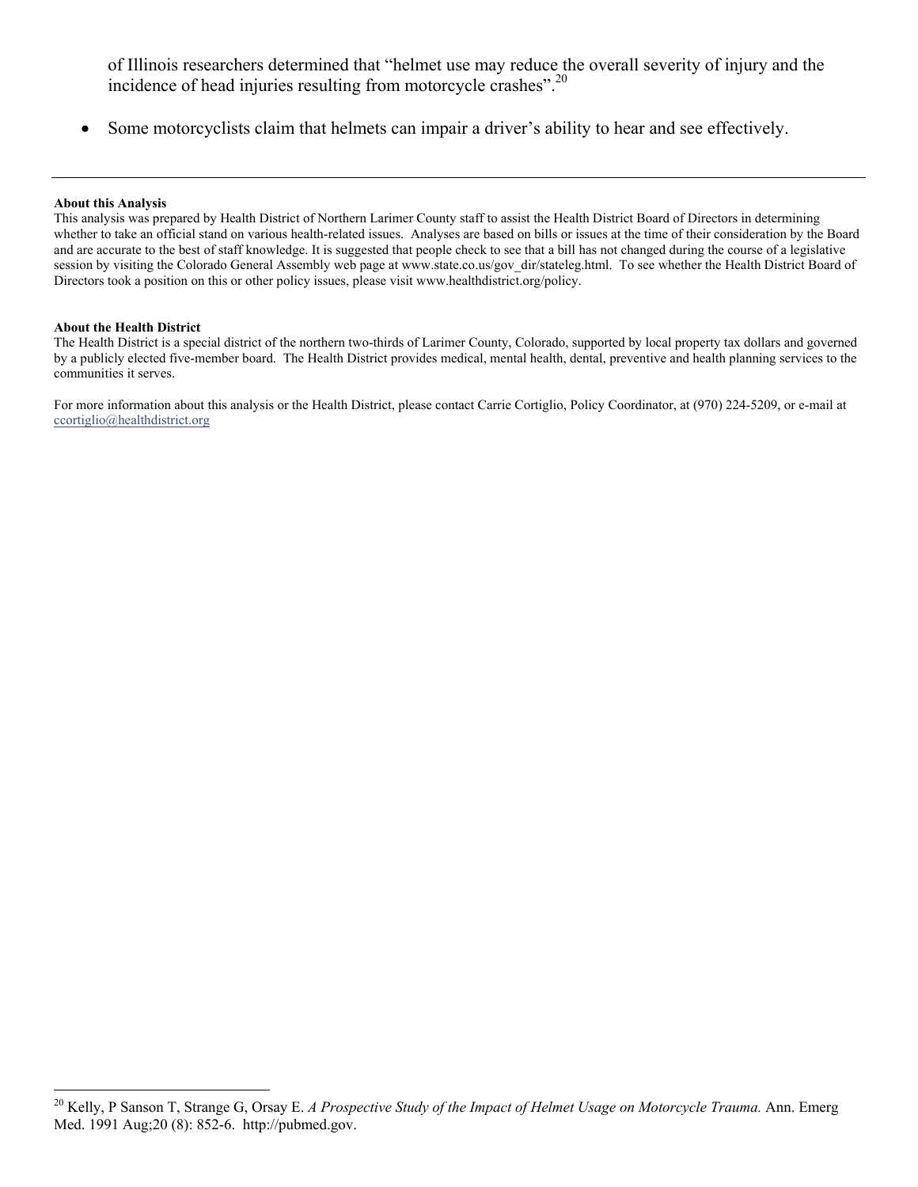of Illinois researchers determined that "helmet use may reduce the overall severity of injury and the incidence of head injuries resulting from motorcycle crashes".[20]

- Some motorcyclists claim that helmets can impair a driver's ability to hear and see effectively.

---

**About this Analysis**
This analysis was prepared by Health District of Northern Larimer County staff to assist the Health District Board of Directors in determining whether to take an official stand on various health-related issues. Analyses are based on bills or issues at the time of their consideration by the Board and are accurate to the best of staff knowledge. It is suggested that people check to see that a bill has not changed during the course of a legislative session by visiting the Colorado General Assembly web page at www.state.co.us/gov_dir/stateleg.html. To see whether the Health District Board of Directors took a position on this or other policy issues, please visit www.healthdistrict.org/policy.

**About the Health District**
The Health District is a special district of the northern two-thirds of Larimer County, Colorado, supported by local property tax dollars and governed by a publicly elected five-member board. The Health District provides medical, mental health, dental, preventive and health planning services to the communities it serves.

For more information about this analysis or the Health District, please contact Carrie Cortiglio, Policy Coordinator, at (970) 224-5209, or e-mail at ccortiglio@healthdistrict.org

---

[20] Kelly, P Sanson T, Strange G, Orsay E. *A Prospective Study of the Impact of Helmet Usage on Motorcycle Trauma.* Ann. Emerg Med. 1991 Aug;20 (8): 852-6. http://pubmed.gov.